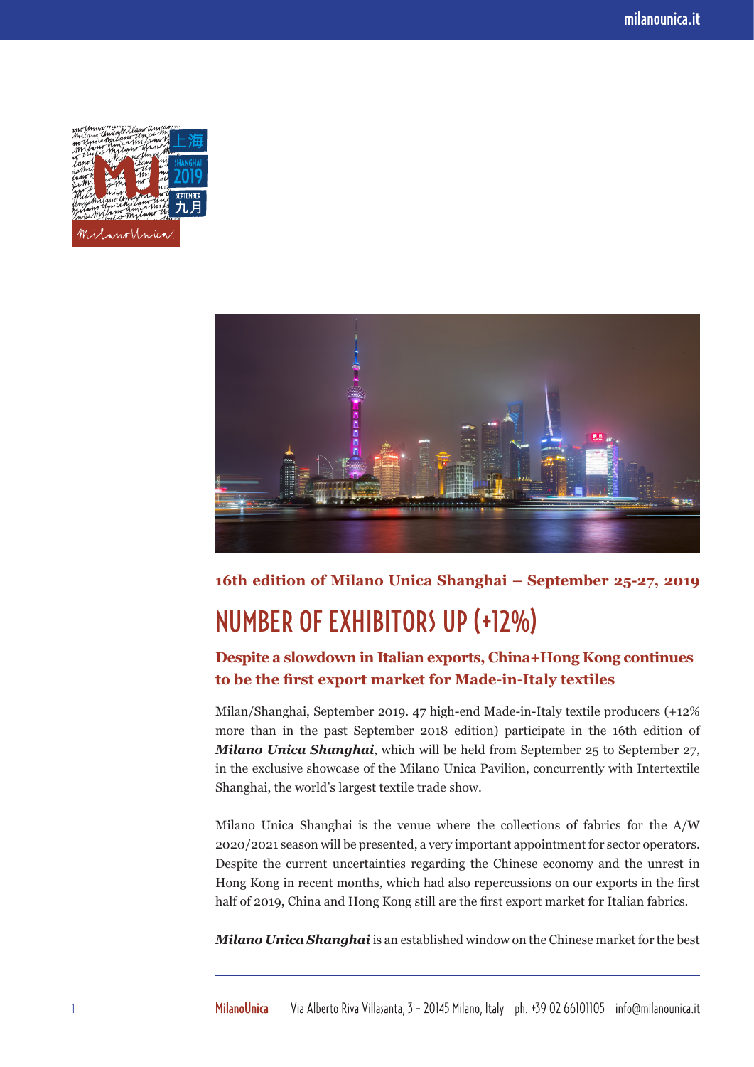**16th edition of Milano Unica Shanghai – September 25-27, 2019**

# NUMBER OF EXHIBITORS UP (+12%)

## Despite a slowdown in Italian exports, China+Hong Kong continues to be the first export market for Made-in-Italy textiles

Milan/Shanghai, September 2019. 47 high-end Made-in-Italy textile producers (+12% more than in the past September 2018 edition) participate in the 16th edition of ***Milano Unica Shanghai***, which will be held from September 25 to September 27, in the exclusive showcase of the Milano Unica Pavilion, concurrently with Intertextile Shanghai, the world's largest textile trade show.

Milano Unica Shanghai is the venue where the collections of fabrics for the A/W 2020/2021 season will be presented, a very important appointment for sector operators. Despite the current uncertainties regarding the Chinese economy and the unrest in Hong Kong in recent months, which had also repercussions on our exports in the first half of 2019, China and Hong Kong still are the first export market for Italian fabrics.

***Milano Unica Shanghai*** is an established window on the Chinese market for the best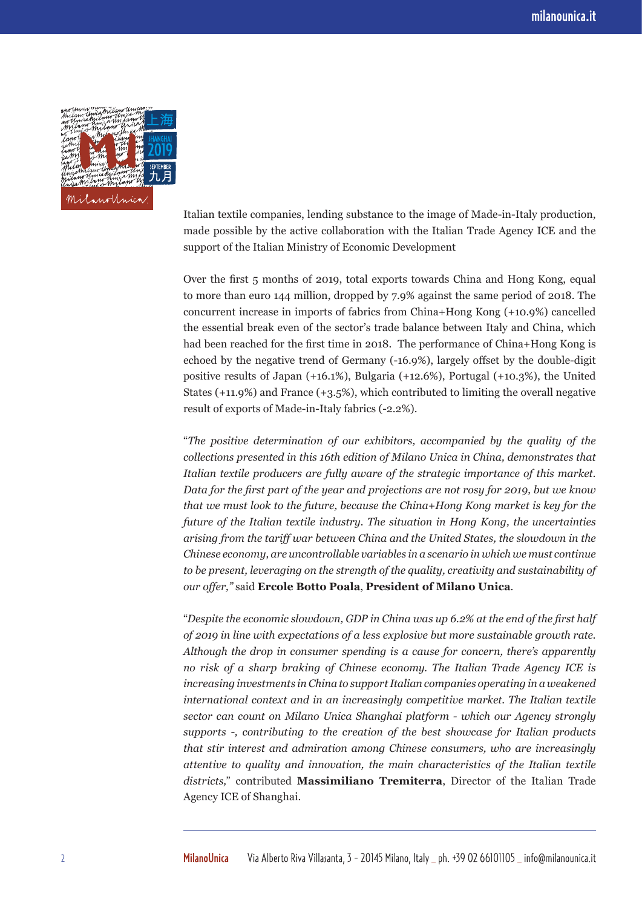Italian textile companies, lending substance to the image of Made-in-Italy production, made possible by the active collaboration with the Italian Trade Agency ICE and the support of the Italian Ministry of Economic Development

Over the first 5 months of 2019, total exports towards China and Hong Kong, equal to more than euro 144 million, dropped by 7.9% against the same period of 2018. The concurrent increase in imports of fabrics from China+Hong Kong (+10.9%) cancelled the essential break even of the sector's trade balance between Italy and China, which had been reached for the first time in 2018. The performance of China+Hong Kong is echoed by the negative trend of Germany (-16.9%), largely offset by the double-digit positive results of Japan (+16.1%), Bulgaria (+12.6%), Portugal (+10.3%), the United States (+11.9%) and France (+3.5%), which contributed to limiting the overall negative result of exports of Made-in-Italy fabrics (-2.2%).

"*The positive determination of our exhibitors, accompanied by the quality of the collections presented in this 16th edition of Milano Unica in China, demonstrates that Italian textile producers are fully aware of the strategic importance of this market. Data for the first part of the year and projections are not rosy for 2019, but we know that we must look to the future, because the China+Hong Kong market is key for the future of the Italian textile industry. The situation in Hong Kong, the uncertainties arising from the tariff war between China and the United States, the slowdown in the Chinese economy, are uncontrollable variables in a scenario in which we must continue to be present, leveraging on the strength of the quality, creativity and sustainability of our offer,"* said **Ercole Botto Poala**, **President of Milano Unica**.

"*Despite the economic slowdown, GDP in China was up 6.2% at the end of the first half of 2019 in line with expectations of a less explosive but more sustainable growth rate. Although the drop in consumer spending is a cause for concern, there's apparently no risk of a sharp braking of Chinese economy. The Italian Trade Agency ICE is increasing investments in China to support Italian companies operating in a weakened international context and in an increasingly competitive market. The Italian textile sector can count on Milano Unica Shanghai platform - which our Agency strongly supports -, contributing to the creation of the best showcase for Italian products that stir interest and admiration among Chinese consumers, who are increasingly attentive to quality and innovation, the main characteristics of the Italian textile districts,*" contributed **Massimiliano Tremiterra**, Director of the Italian Trade Agency ICE of Shanghai.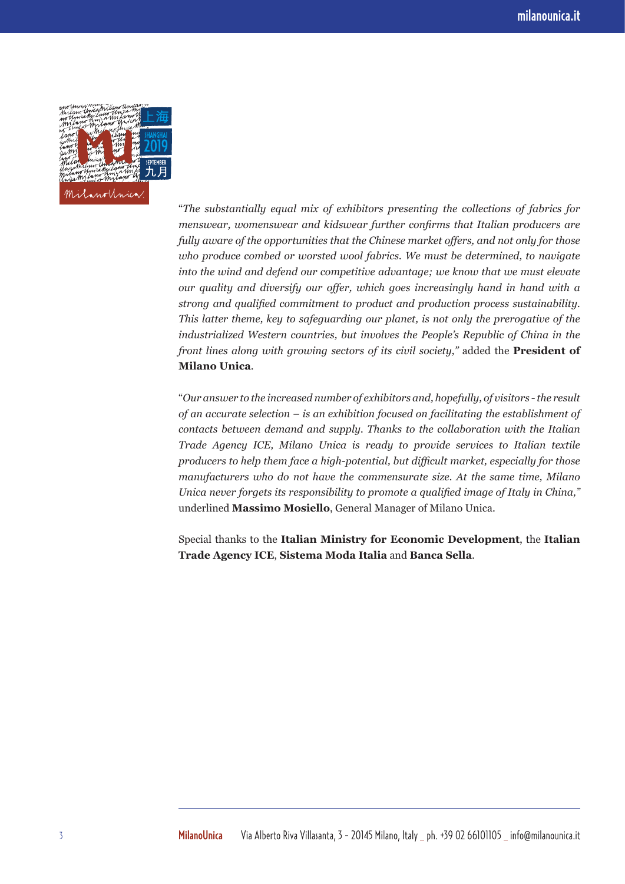"*The substantially equal mix of exhibitors presenting the collections of fabrics for menswear, womenswear and kidswear further confirms that Italian producers are fully aware of the opportunities that the Chinese market offers, and not only for those who produce combed or worsted wool fabrics. We must be determined, to navigate into the wind and defend our competitive advantage; we know that we must elevate our quality and diversify our offer, which goes increasingly hand in hand with a strong and qualified commitment to product and production process sustainability. This latter theme, key to safeguarding our planet, is not only the prerogative of the industrialized Western countries, but involves the People's Republic of China in the front lines along with growing sectors of its civil society,"* added the **President of Milano Unica**.

"*Our answer to the increased number of exhibitors and, hopefully, of visitors - the result of an accurate selection – is an exhibition focused on facilitating the establishment of contacts between demand and supply. Thanks to the collaboration with the Italian Trade Agency ICE, Milano Unica is ready to provide services to Italian textile producers to help them face a high-potential, but difficult market, especially for those manufacturers who do not have the commensurate size. At the same time, Milano Unica never forgets its responsibility to promote a qualified image of Italy in China,"* underlined **Massimo Mosiello**, General Manager of Milano Unica.

Special thanks to the **Italian Ministry for Economic Development**, the **Italian Trade Agency ICE**, **Sistema Moda Italia** and **Banca Sella**.